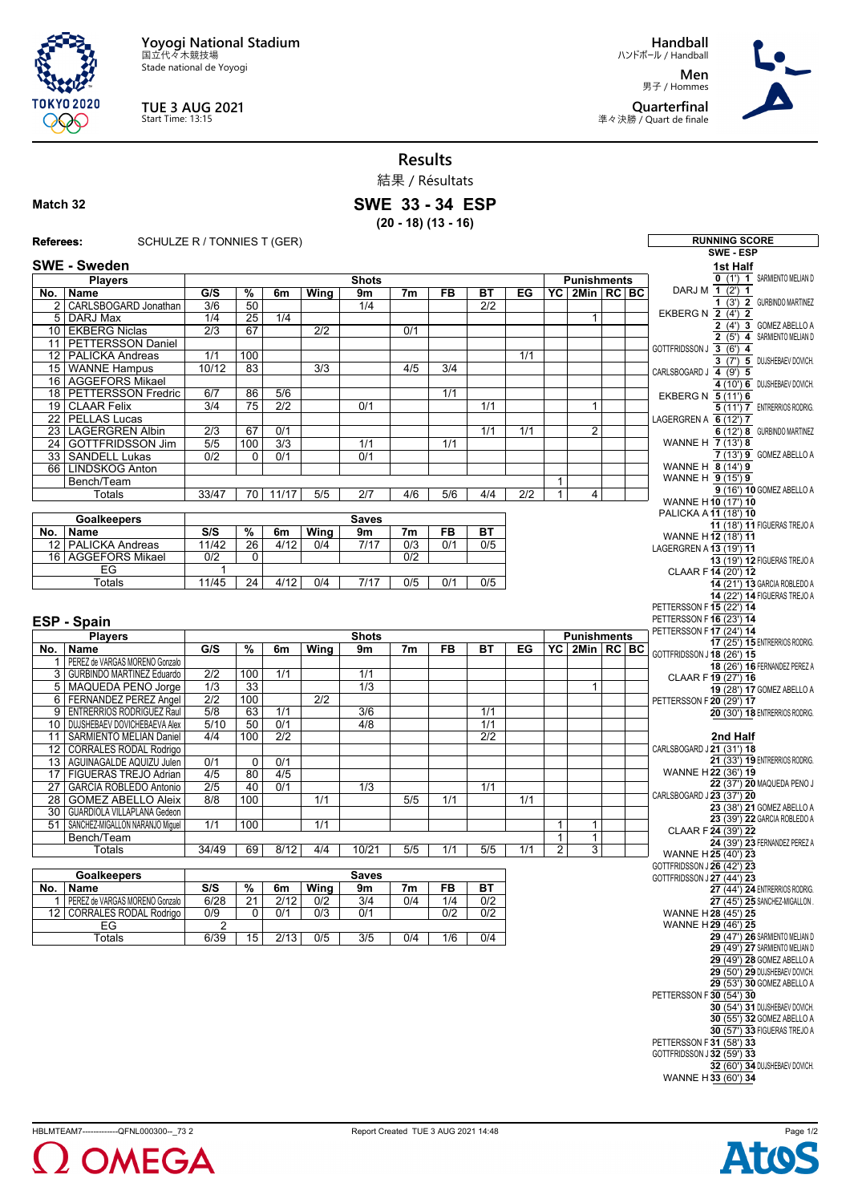Yoyogi National Stadium
国立代々木競技場
Stade national de Yoyogi

TUE 3 AUG 2021
Start Time: 13:15

Handball
ハンドボール / Handball

Men
男子 / Hommes

Quarterfinal
準々決勝 / Quart de finale

# Results
結果 / Résultats

**Match 32**

## SWE 33 - 34 ESP
**(20 - 18) (13 - 16)**

**Referees:** SCHULZE R / TONNIES T (GER)

### SWE - Sweden

| Players | | Shots | | | | | | | | | Punishments | | | |
|---|---|---|---|---|---|---|---|---|---|---|---|---|---|---|
| No. | Name | G/S | % | 6m | Wing | 9m | 7m | FB | BT | EG | YC | 2Min | RC | BC |
| 2 | CARLSBOGARD Jonathan | 3/6 | 50 | | | 1/4 | | | 2/2 | | | | | |
| 5 | DARJ Max | 1/4 | 25 | 1/4 | | | | | | | | 1 | | |
| 10 | EKBERG Niclas | 2/3 | 67 | | 2/2 | | 0/1 | | | | | | | |
| 11 | PETTERSSON Daniel | | | | | | | | | | | | | |
| 12 | PALICKA Andreas | 1/1 | 100 | | | | | | | 1/1 | | | | |
| 15 | WANNE Hampus | 10/12 | 83 | | 3/3 | | 4/5 | 3/4 | | | | | | |
| 16 | AGGEFORS Mikael | | | | | | | | | | | | | |
| 18 | PETTERSSON Fredric | 6/7 | 86 | 5/6 | | | | 1/1 | | | | | | |
| 19 | CLAAR Felix | 3/4 | 75 | 2/2 | | 0/1 | | | 1/1 | | | 1 | | |
| 22 | PELLAS Lucas | | | | | | | | | | | | | |
| 23 | LAGERGREN Albin | 2/3 | 67 | 0/1 | | | | | 1/1 | 1/1 | | 2 | | |
| 24 | GOTTFRIDSSON Jim | 5/5 | 100 | 3/3 | | 1/1 | | 1/1 | | | | | | |
| 33 | SANDELL Lukas | 0/2 | 0 | 0/1 | | 0/1 | | | | | | | | |
| 66 | LINDSKOG Anton | | | | | | | | | | | | | |
| | Bench/Team | | | | | | | | | | 1 | | | |
| | Totals | 33/47 | 70 | 11/17 | 5/5 | 2/7 | 4/6 | 5/6 | 4/4 | 2/2 | 1 | 4 | | |

| Goalkeepers | | Saves | | | | | | | |
|---|---|---|---|---|---|---|---|---|---|
| No. | Name | S/S | % | 6m | Wing | 9m | 7m | FB | BT |
| 12 | PALICKA Andreas | 11/42 | 26 | 4/12 | 0/4 | 7/17 | 0/3 | 0/1 | 0/5 |
| 16 | AGGEFORS Mikael | 0/2 | 0 | | | | 0/2 | | |
| | EG | 1 | | | | | | | |
| | Totals | 11/45 | 24 | 4/12 | 0/4 | 7/17 | 0/5 | 0/1 | 0/5 |

### ESP - Spain

| Players | | Shots | | | | | | | | | Punishments | | | |
|---|---|---|---|---|---|---|---|---|---|---|---|---|---|---|
| No. | Name | G/S | % | 6m | Wing | 9m | 7m | FB | BT | EG | YC | 2Min | RC | BC |
| 1 | PEREZ de VARGAS MORENO Gonzalo | | | | | | | | | | | | | |
| 3 | GURBINDO MARTINEZ Eduardo | 2/2 | 100 | 1/1 | | 1/1 | | | | | | | | |
| 5 | MAQUEDA PENO Jorge | 1/3 | 33 | | | 1/3 | | | | | | 1 | | |
| 6 | FERNANDEZ PEREZ Angel | 2/2 | 100 | | 2/2 | | | | | | | | | |
| 9 | ENTRERRIOS RODRIGUEZ Raul | 5/8 | 63 | 1/1 | | 3/6 | | | 1/1 | | | | | |
| 10 | DUJSHEBAEV DOVICHEBAEVA Alex | 5/10 | 50 | 0/1 | | 4/8 | | | 1/1 | | | | | |
| 11 | SARMIENTO MELIAN Daniel | 4/4 | 100 | 2/2 | | | | | 2/2 | | | | | |
| 12 | CORRALES RODAL Rodrigo | | | | | | | | | | | | | |
| 13 | AGUINAGALDE AQUIZU Julen | 0/1 | 0 | 0/1 | | | | | | | | | | |
| 17 | FIGUERAS TREJO Adrian | 4/5 | 80 | 4/5 | | | | | | | | | | |
| 27 | GARCIA ROBLEDO Antonio | 2/5 | 40 | 0/1 | | 1/3 | | | 1/1 | | | | | |
| 28 | GOMEZ ABELLO Aleix | 8/8 | 100 | | 1/1 | | 5/5 | 1/1 | | 1/1 | | | | |
| 30 | GUARDIOLA VILLAPLANA Gedeon | | | | | | | | | | | | | |
| 51 | SANCHEZ-MIGALLON NARANJO Miguel | 1/1 | 100 | | 1/1 | | | | | | 1 | 1 | | |
| | Bench/Team | | | | | | | | | | 1 | 1 | | |
| | Totals | 34/49 | 69 | 8/12 | 4/4 | 10/21 | 5/5 | 1/1 | 5/5 | 1/1 | 2 | 3 | | |

| Goalkeepers | | Saves | | | | | | | |
|---|---|---|---|---|---|---|---|---|---|
| No. | Name | S/S | % | 6m | Wing | 9m | 7m | FB | BT |
| 1 | PEREZ de VARGAS MORENO Gonzalo | 6/28 | 21 | 2/12 | 0/2 | 3/4 | 0/4 | 1/4 | 0/2 |
| 12 | CORRALES RODAL Rodrigo | 0/9 | 0 | 0/1 | 0/3 | 0/1 | | 0/2 | 0/2 |
| | EG | 2 | | | | | | | |
| | Totals | 6/39 | 15 | 2/13 | 0/5 | 3/5 | 0/4 | 1/6 | 0/4 |

### RUNNING SCORE
**SWE - ESP**

**1st Half**

| SWE | Score | ESP |
|---|---|---|
| | 0 (1') 1 | SARMIENTO MELIAN D |
| DARJ M | 1 (2') 1 | |
| | 1 (3') 2 | GURBINDO MARTINEZ |
| EKBERG N | 2 (4') 2 | |
| | 2 (4') 3 | GOMEZ ABELLO A |
| | 2 (5') 4 | SARMIENTO MELIAN D |
| GOTTFRIDSSON J | 3 (6') 4 | |
| | 3 (7') 5 | DUJSHEBAEV DOVICH. |
| CARLSBOGARD J | 4 (9') 5 | |
| | 4 (10') 6 | DUJSHEBAEV DOVICH. |
| EKBERG N | 5 (11') 6 | |
| | 5 (11') 7 | ENTRERRIOS RODRIG. |
| LAGERGREN A | 6 (12') 7 | |
| | 6 (12') 8 | GURBINDO MARTINEZ |
| WANNE H | 7 (13') 8 | |
| | 7 (13') 9 | GOMEZ ABELLO A |
| WANNE H | 8 (14') 9 | |
| WANNE H | 9 (15') 9 | |
| | 9 (16') 10 | GOMEZ ABELLO A |
| WANNE H | 10 (17') 10 | |
| PALICKA A | 11 (18') 10 | |
| | 11 (18') 11 | FIGUERAS TREJO A |
| WANNE H | 12 (18') 11 | |
| LAGERGREN A | 13 (19') 11 | |
| | 13 (19') 12 | FIGUERAS TREJO A |
| CLAAR F | 14 (20') 12 | |
| | 14 (21') 13 | GARCIA ROBLEDO A |
| | 14 (22') 14 | FIGUERAS TREJO A |
| PETTERSSON F | 15 (22') 14 | |
| PETTERSSON F | 16 (23') 14 | |
| PETTERSSON F | 17 (24') 14 | |
| | 17 (25') 15 | ENTRERRIOS RODRIG. |
| GOTTFRIDSSON J | 18 (26') 15 | |
| | 18 (26') 16 | FERNANDEZ PEREZ A |
| CLAAR F | 19 (27') 16 | |
| | 19 (28') 17 | GOMEZ ABELLO A |
| PETTERSSON F | 20 (29') 17 | |
| | 20 (30') 18 | ENTRERRIOS RODRIG. |

**2nd Half**

| SWE | Score | ESP |
|---|---|---|
| CARLSBOGARD J | 21 (31') 18 | |
| | 21 (33') 19 | ENTRERRIOS RODRIG. |
| WANNE H | 22 (36') 19 | |
| | 22 (37') 20 | MAQUEDA PENO J |
| CARLSBOGARD J | 23 (37') 20 | |
| | 23 (38') 21 | GOMEZ ABELLO A |
| | 23 (39') 22 | GARCIA ROBLEDO A |
| CLAAR F | 24 (39') 22 | |
| | 24 (39') 23 | FERNANDEZ PEREZ A |
| WANNE H | 25 (40') 23 | |
| GOTTFRIDSSON J | 26 (42') 23 | |
| GOTTFRIDSSON J | 27 (44') 23 | |
| | 27 (44') 24 | ENTRERRIOS RODRIG. |
| | 27 (45') 25 | SANCHEZ-MIGALLON. |
| WANNE H | 28 (45') 25 | |
| WANNE H | 29 (46') 25 | |
| | 29 (47') 26 | SARMIENTO MELIAN D |
| | 29 (49') 27 | SARMIENTO MELIAN D |
| | 29 (49') 28 | GOMEZ ABELLO A |
| | 29 (50') 29 | DUJSHEBAEV DOVICH. |
| | 29 (53') 30 | GOMEZ ABELLO A |
| PETTERSSON F | 30 (54') 30 | |
| | 30 (54') 31 | DUJSHEBAEV DOVICH. |
| | 30 (55') 32 | GOMEZ ABELLO A |
| | 30 (57') 33 | FIGUERAS TREJO A |
| PETTERSSON F | 31 (58') 33 | |
| GOTTFRIDSSON J | 32 (59') 33 | |
| | 32 (60') 34 | DUJSHEBAEV DOVICH. |
| WANNE H | 33 (60') 34 | |

HBLMTEAM7--------------QFNL000300--_73 2 Report Created TUE 3 AUG 2021 14:48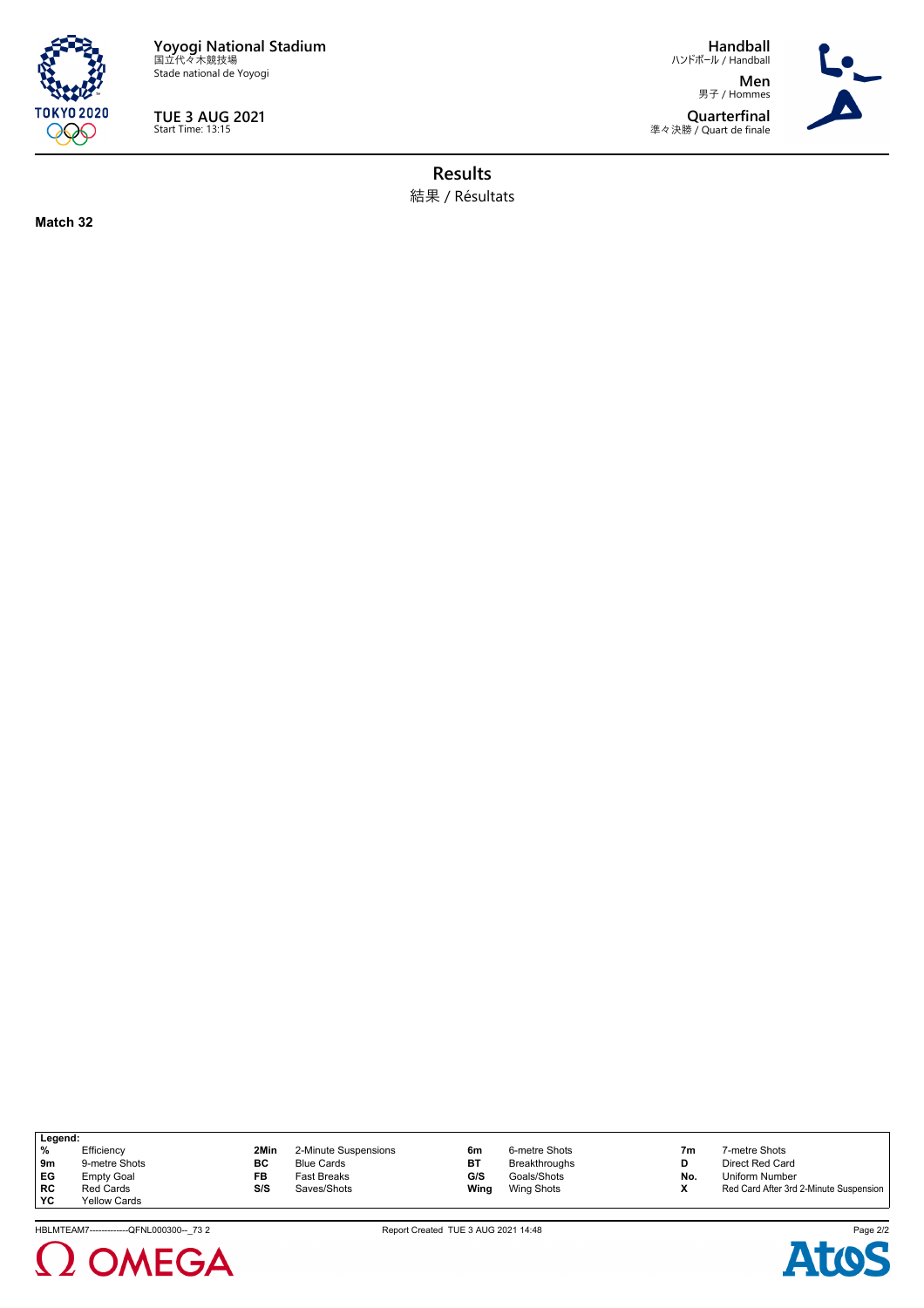Yoyogi National Stadium
国立代々木競技場
Stade national de Yoyogi

TUE 3 AUG 2021
Start Time: 13:15

**Handball**
ハンドボール / Handball

**Men**
男子 / Hommes

**Quarterfinal**
準々決勝 / Quart de finale

## Results
結果 / Résultats

**Match 32**

**Legend:**

| | | | | | | | |
|---|---|---|---|---|---|---|---|
| % | Efficiency | 2Min | 2-Minute Suspensions | 6m | 6-metre Shots | 7m | 7-metre Shots |
| 9m | 9-metre Shots | BC | Blue Cards | BT | Breakthroughs | D | Direct Red Card |
| EG | Empty Goal | FB | Fast Breaks | G/S | Goals/Shots | No. | Uniform Number |
| RC | Red Cards | S/S | Saves/Shots | Wing | Wing Shots | X | Red Card After 3rd 2-Minute Suspension |
| YC | Yellow Cards | | | | | | |

HBLMTEAM7-------------QFNL000300--_73 2

Report Created TUE 3 AUG 2021 14:48